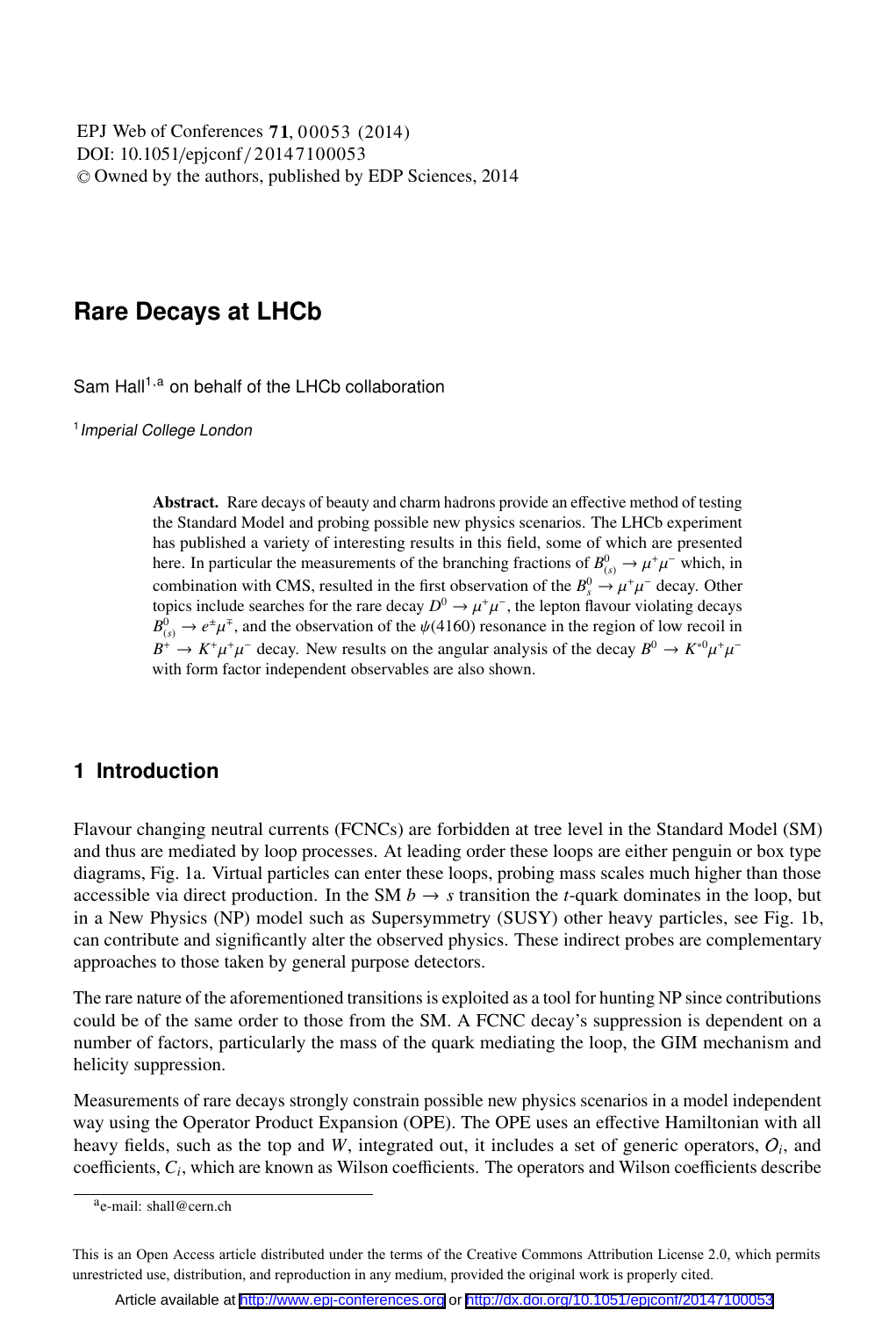EPJ Web of Conferences **71**, 00053 (2014)
DOI: 10.1051/epjconf/20147100053
© Owned by the authors, published by EDP Sciences, 2014

# Rare Decays at LHCb

Sam Hall[1,a] on behalf of the LHCb collaboration

[1] *Imperial College London*

**Abstract.** Rare decays of beauty and charm hadrons provide an effective method of testing the Standard Model and probing possible new physics scenarios. The LHCb experiment has published a variety of interesting results in this field, some of which are presented here. In particular the measurements of the branching fractions of $B^0_{(s)} \to \mu^+\mu^-$ which, in combination with CMS, resulted in the first observation of the $B^0_s \to \mu^+\mu^-$ decay. Other topics include searches for the rare decay $D^0 \to \mu^+\mu^-$, the lepton flavour violating decays $B^0_{(s)} \to e^\pm\mu^\mp$, and the observation of the $\psi(4160)$ resonance in the region of low recoil in $B^+ \to K^+\mu^+\mu^-$ decay. New results on the angular analysis of the decay $B^0 \to K^{*0}\mu^+\mu^-$ with form factor independent observables are also shown.

## 1 Introduction

Flavour changing neutral currents (FCNCs) are forbidden at tree level in the Standard Model (SM) and thus are mediated by loop processes. At leading order these loops are either penguin or box type diagrams, Fig. 1a. Virtual particles can enter these loops, probing mass scales much higher than those accessible via direct production. In the SM $b \to s$ transition the $t$-quark dominates in the loop, but in a New Physics (NP) model such as Supersymmetry (SUSY) other heavy particles, see Fig. 1b, can contribute and significantly alter the observed physics. These indirect probes are complementary approaches to those taken by general purpose detectors.

The rare nature of the aforementioned transitions is exploited as a tool for hunting NP since contributions could be of the same order to those from the SM. A FCNC decay's suppression is dependent on a number of factors, particularly the mass of the quark mediating the loop, the GIM mechanism and helicity suppression.

Measurements of rare decays strongly constrain possible new physics scenarios in a model independent way using the Operator Product Expansion (OPE). The OPE uses an effective Hamiltonian with all heavy fields, such as the top and $W$, integrated out, it includes a set of generic operators, $O_i$, and coefficients, $C_i$, which are known as Wilson coefficients. The operators and Wilson coefficients describe

[a] e-mail: shall@cern.ch

This is an Open Access article distributed under the terms of the Creative Commons Attribution License 2.0, which permits unrestricted use, distribution, and reproduction in any medium, provided the original work is properly cited.

Article available at http://www.epj-conferences.org or http://dx.doi.org/10.1051/epjconf/20147100053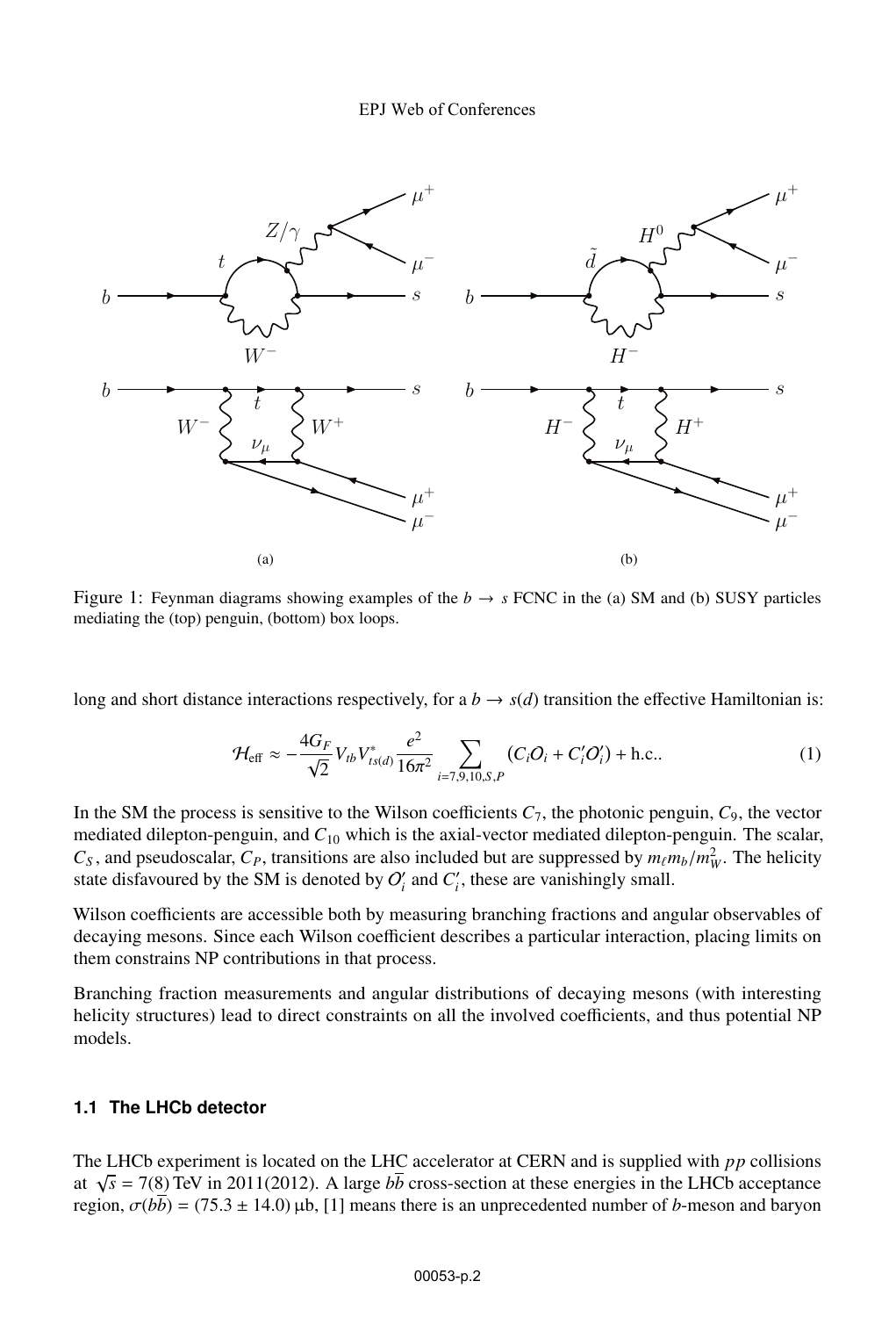Figure 1: Feynman diagrams showing examples of the $b \to s$ FCNC in the (a) SM and (b) SUSY particles mediating the (top) penguin, (bottom) box loops.

long and short distance interactions respectively, for a $b \to s(d)$ transition the effective Hamiltonian is:

$$\mathcal{H}_{\text{eff}} \approx -\frac{4G_F}{\sqrt{2}} V_{tb} V_{ts(d)}^{*} \frac{e^2}{16\pi^2} \sum_{i=7,9,10,S,P} (C_i O_i + C_i' O_i') + \text{h.c.}. \tag{1}$$

In the SM the process is sensitive to the Wilson coefficients $C_7$, the photonic penguin, $C_9$, the vector mediated dilepton-penguin, and $C_{10}$ which is the axial-vector mediated dilepton-penguin. The scalar, $C_S$, and pseudoscalar, $C_P$, transitions are also included but are suppressed by $m_\ell m_b / m_W^2$. The helicity state disfavoured by the SM is denoted by $O_i'$ and $C_i'$, these are vanishingly small.

Wilson coefficients are accessible both by measuring branching fractions and angular observables of decaying mesons. Since each Wilson coefficient describes a particular interaction, placing limits on them constrains NP contributions in that process.

Branching fraction measurements and angular distributions of decaying mesons (with interesting helicity structures) lead to direct constraints on all the involved coefficients, and thus potential NP models.

### 1.1 The LHCb detector

The LHCb experiment is located on the LHC accelerator at CERN and is supplied with $pp$ collisions at $\sqrt{s} = 7(8)$ TeV in 2011(2012). A large $b\bar{b}$ cross-section at these energies in the LHCb acceptance region, $\sigma(b\bar{b}) = (75.3 \pm 14.0)\,\mu\text{b}$, [1] means there is an unprecedented number of $b$-meson and baryon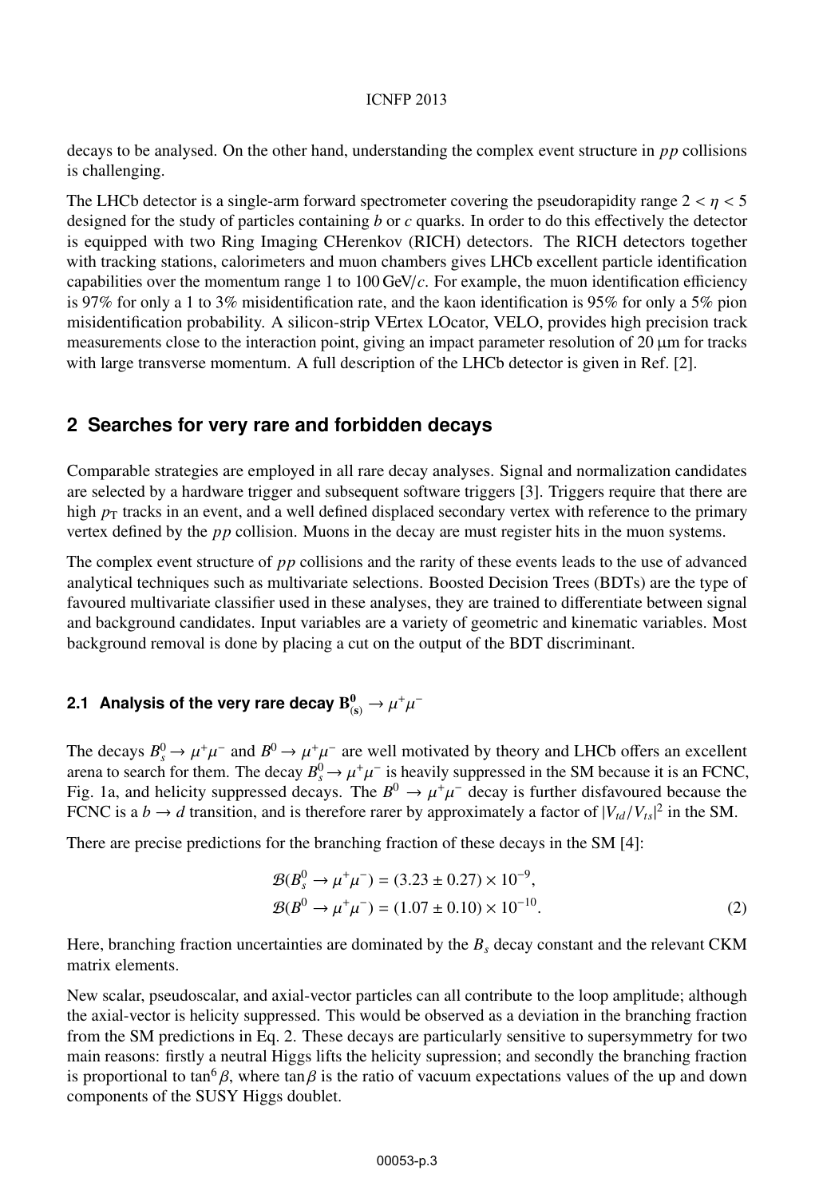decays to be analysed. On the other hand, understanding the complex event structure in $pp$ collisions is challenging.

The LHCb detector is a single-arm forward spectrometer covering the pseudorapidity range $2 < \eta < 5$ designed for the study of particles containing $b$ or $c$ quarks. In order to do this effectively the detector is equipped with two Ring Imaging CHerenkov (RICH) detectors. The RICH detectors together with tracking stations, calorimeters and muon chambers gives LHCb excellent particle identification capabilities over the momentum range 1 to 100 GeV/$c$. For example, the muon identification efficiency is 97% for only a 1 to 3% misidentification rate, and the kaon identification is 95% for only a 5% pion misidentification probability. A silicon-strip VErtex LOcator, VELO, provides high precision track measurements close to the interaction point, giving an impact parameter resolution of 20 μm for tracks with large transverse momentum. A full description of the LHCb detector is given in Ref. [2].

## 2 Searches for very rare and forbidden decays

Comparable strategies are employed in all rare decay analyses. Signal and normalization candidates are selected by a hardware trigger and subsequent software triggers [3]. Triggers require that there are high $p_{\mathrm{T}}$ tracks in an event, and a well defined displaced secondary vertex with reference to the primary vertex defined by the $pp$ collision. Muons in the decay are must register hits in the muon systems.

The complex event structure of $pp$ collisions and the rarity of these events leads to the use of advanced analytical techniques such as multivariate selections. Boosted Decision Trees (BDTs) are the type of favoured multivariate classifier used in these analyses, they are trained to differentiate between signal and background candidates. Input variables are a variety of geometric and kinematic variables. Most background removal is done by placing a cut on the output of the BDT discriminant.

### 2.1 Analysis of the very rare decay $\mathbf{B^0_{(s)}} \rightarrow \mu^+\mu^-$

The decays $B^0_s \rightarrow \mu^+\mu^-$ and $B^0 \rightarrow \mu^+\mu^-$ are well motivated by theory and LHCb offers an excellent arena to search for them. The decay $B^0_s \rightarrow \mu^+\mu^-$ is heavily suppressed in the SM because it is an FCNC, Fig. 1a, and helicity suppressed decays. The $B^0 \rightarrow \mu^+\mu^-$ decay is further disfavoured because the FCNC is a $b \rightarrow d$ transition, and is therefore rarer by approximately a factor of $|V_{td}/V_{ts}|^2$ in the SM.

There are precise predictions for the branching fraction of these decays in the SM [4]:

$$
\begin{aligned}
\mathcal{B}(B^0_s \rightarrow \mu^+\mu^-) &= (3.23 \pm 0.27) \times 10^{-9}, \\
\mathcal{B}(B^0 \rightarrow \mu^+\mu^-) &= (1.07 \pm 0.10) \times 10^{-10}.
\end{aligned}
\tag{2}
$$

Here, branching fraction uncertainties are dominated by the $B_s$ decay constant and the relevant CKM matrix elements.

New scalar, pseudoscalar, and axial-vector particles can all contribute to the loop amplitude; although the axial-vector is helicity suppressed. This would be observed as a deviation in the branching fraction from the SM predictions in Eq. 2. These decays are particularly sensitive to supersymmetry for two main reasons: firstly a neutral Higgs lifts the helicity supression; and secondly the branching fraction is proportional to $\tan^6\beta$, where $\tan\beta$ is the ratio of vacuum expectations values of the up and down components of the SUSY Higgs doublet.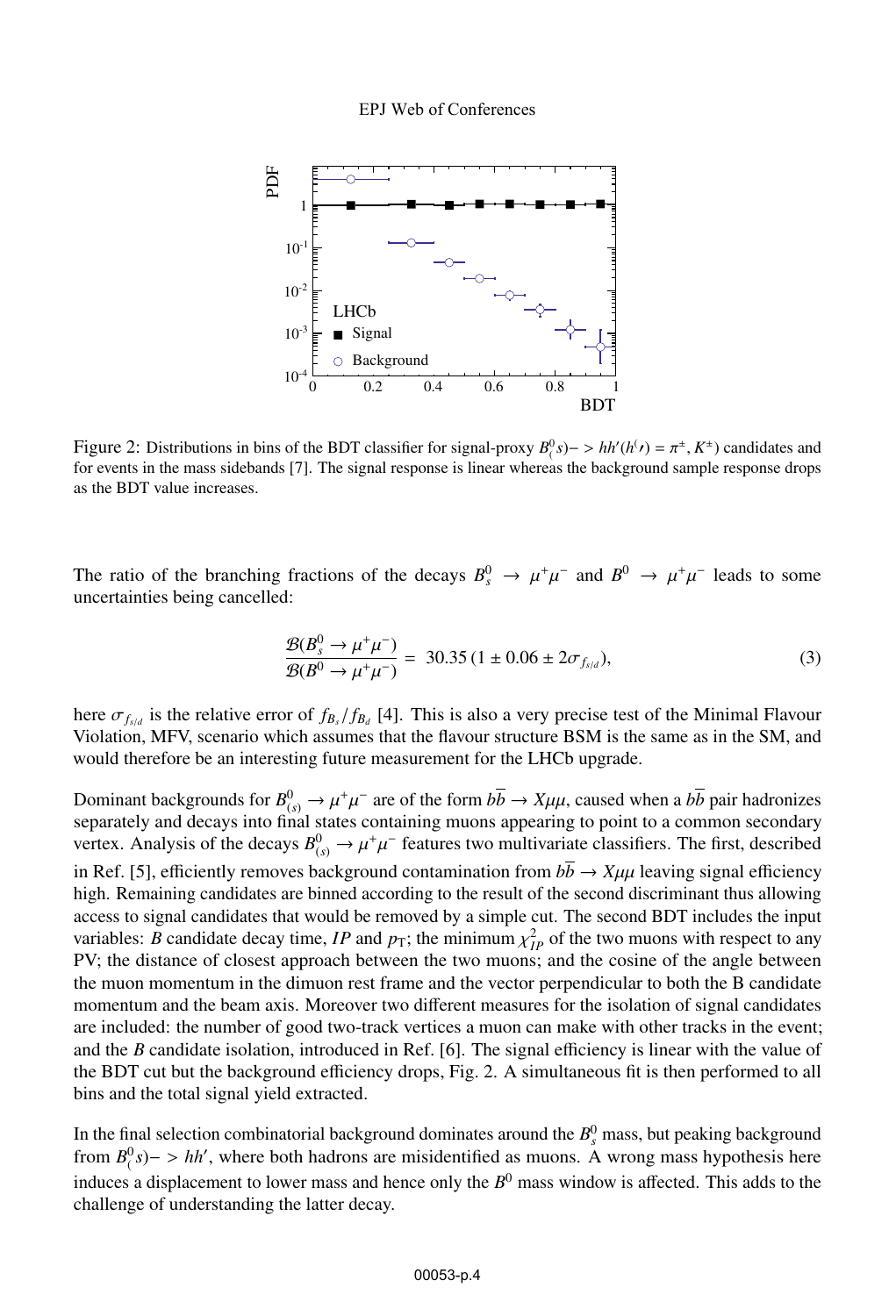Figure 2: Distributions in bins of the BDT classifier for signal-proxy $B^0_(s)->hh'(h(\prime) = \pi^{\pm}, K^{\pm})$ candidates and for events in the mass sidebands [7]. The signal response is linear whereas the background sample response drops as the BDT value increases.

The ratio of the branching fractions of the decays $B^0_s \to \mu^+\mu^-$ and $B^0 \to \mu^+\mu^-$ leads to some uncertainties being cancelled:

$$\frac{\mathcal{B}(B^0_s \to \mu^+\mu^-)}{\mathcal{B}(B^0 \to \mu^+\mu^-)} = 30.35\,(1 \pm 0.06 \pm 2\sigma_{f_{s/d}}), \tag{3}$$

here $\sigma_{f_{s/d}}$ is the relative error of $f_{B_s}/f_{B_d}$ [4]. This is also a very precise test of the Minimal Flavour Violation, MFV, scenario which assumes that the flavour structure BSM is the same as in the SM, and would therefore be an interesting future measurement for the LHCb upgrade.

Dominant backgrounds for $B^0_{(s)} \to \mu^+\mu^-$ are of the form $b\overline{b} \to X\mu\mu$, caused when a $b\overline{b}$ pair hadronizes separately and decays into final states containing muons appearing to point to a common secondary vertex. Analysis of the decays $B^0_{(s)} \to \mu^+\mu^-$ features two multivariate classifiers. The first, described in Ref. [5], efficiently removes background contamination from $b\overline{b} \to X\mu\mu$ leaving signal efficiency high. Remaining candidates are binned according to the result of the second discriminant thus allowing access to signal candidates that would be removed by a simple cut. The second BDT includes the input variables: $B$ candidate decay time, $IP$ and $p_{\rm T}$; the minimum $\chi^2_{IP}$ of the two muons with respect to any PV; the distance of closest approach between the two muons; and the cosine of the angle between the muon momentum in the dimuon rest frame and the vector perpendicular to both the B candidate momentum and the beam axis. Moreover two different measures for the isolation of signal candidates are included: the number of good two-track vertices a muon can make with other tracks in the event; and the $B$ candidate isolation, introduced in Ref. [6]. The signal efficiency is linear with the value of the BDT cut but the background efficiency drops, Fig. 2. A simultaneous fit is then performed to all bins and the total signal yield extracted.

In the final selection combinatorial background dominates around the $B^0_s$ mass, but peaking background from $B^0_(s)->hh'$, where both hadrons are misidentified as muons. A wrong mass hypothesis here induces a displacement to lower mass and hence only the $B^0$ mass window is affected. This adds to the challenge of understanding the latter decay.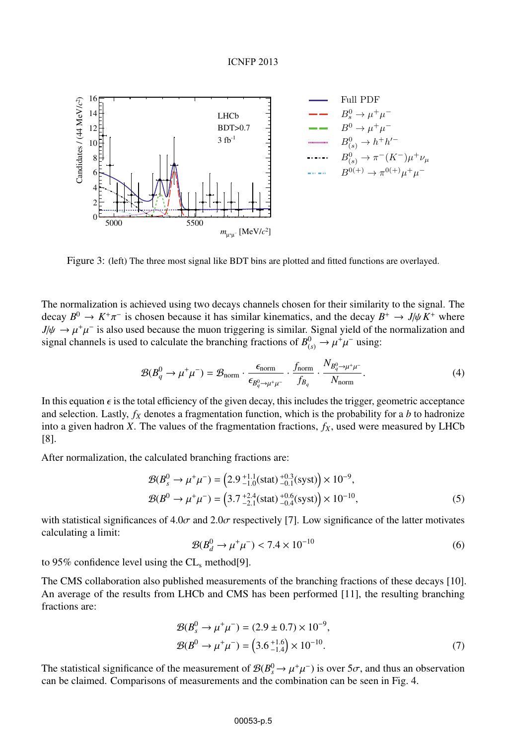Figure 3: (left) The three most signal like BDT bins are plotted and fitted functions are overlayed.

The normalization is achieved using two decays channels chosen for their similarity to the signal. The decay $B^0 \to K^+\pi^-$ is chosen because it has similar kinematics, and the decay $B^+ \to J/\psi K^+$ where $J/\psi \to \mu^+\mu^-$ is also used because the muon triggering is similar. Signal yield of the normalization and signal channels is used to calculate the branching fractions of $B^0_{(s)} \to \mu^+\mu^-$ using:

$$\mathcal{B}(B^0_q \to \mu^+\mu^-) = \mathcal{B}_{\text{norm}} \cdot \frac{\epsilon_{\text{norm}}}{\epsilon_{B^0_q \to \mu^+\mu^-}} \cdot \frac{f_{\text{norm}}}{f_{B_q}} \cdot \frac{N_{B^0_q \to \mu^+\mu^-}}{N_{\text{norm}}}. \tag{4}$$

In this equation $\epsilon$ is the total efficiency of the given decay, this includes the trigger, geometric acceptance and selection. Lastly, $f_X$ denotes a fragmentation function, which is the probability for a $b$ to hadronize into a given hadron $X$. The values of the fragmentation fractions, $f_X$, used were measured by LHCb [8].

After normalization, the calculated branching fractions are:

$$\begin{aligned}
\mathcal{B}(B^0_s \to \mu^+\mu^-) &= \left(2.9\,^{+1.1}_{-1.0}(\text{stat})\,^{+0.3}_{-0.1}(\text{syst})\right) \times 10^{-9}, \\
\mathcal{B}(B^0 \to \mu^+\mu^-) &= \left(3.7\,^{+2.4}_{-2.1}(\text{stat})\,^{+0.6}_{-0.4}(\text{syst})\right) \times 10^{-10},
\end{aligned} \tag{5}$$

with statistical significances of $4.0\sigma$ and $2.0\sigma$ respectively [7]. Low significance of the latter motivates calculating a limit:

$$\mathcal{B}(B^0_d \to \mu^+\mu^-) < 7.4 \times 10^{-10} \tag{6}$$

to 95% confidence level using the $\text{CL}_s$ method[9].

The CMS collaboration also published measurements of the branching fractions of these decays [10]. An average of the results from LHCb and CMS has been performed [11], the resulting branching fractions are:

$$\begin{aligned}
\mathcal{B}(B^0_s \to \mu^+\mu^-) &= (2.9 \pm 0.7) \times 10^{-9}, \\
\mathcal{B}(B^0 \to \mu^+\mu^-) &= \left(3.6\,^{+1.6}_{-1.4}\right) \times 10^{-10}.
\end{aligned} \tag{7}$$

The statistical significance of the measurement of $\mathcal{B}(B^0_s \to \mu^+\mu^-)$ is over $5\sigma$, and thus an observation can be claimed. Comparisons of measurements and the combination can be seen in Fig. 4.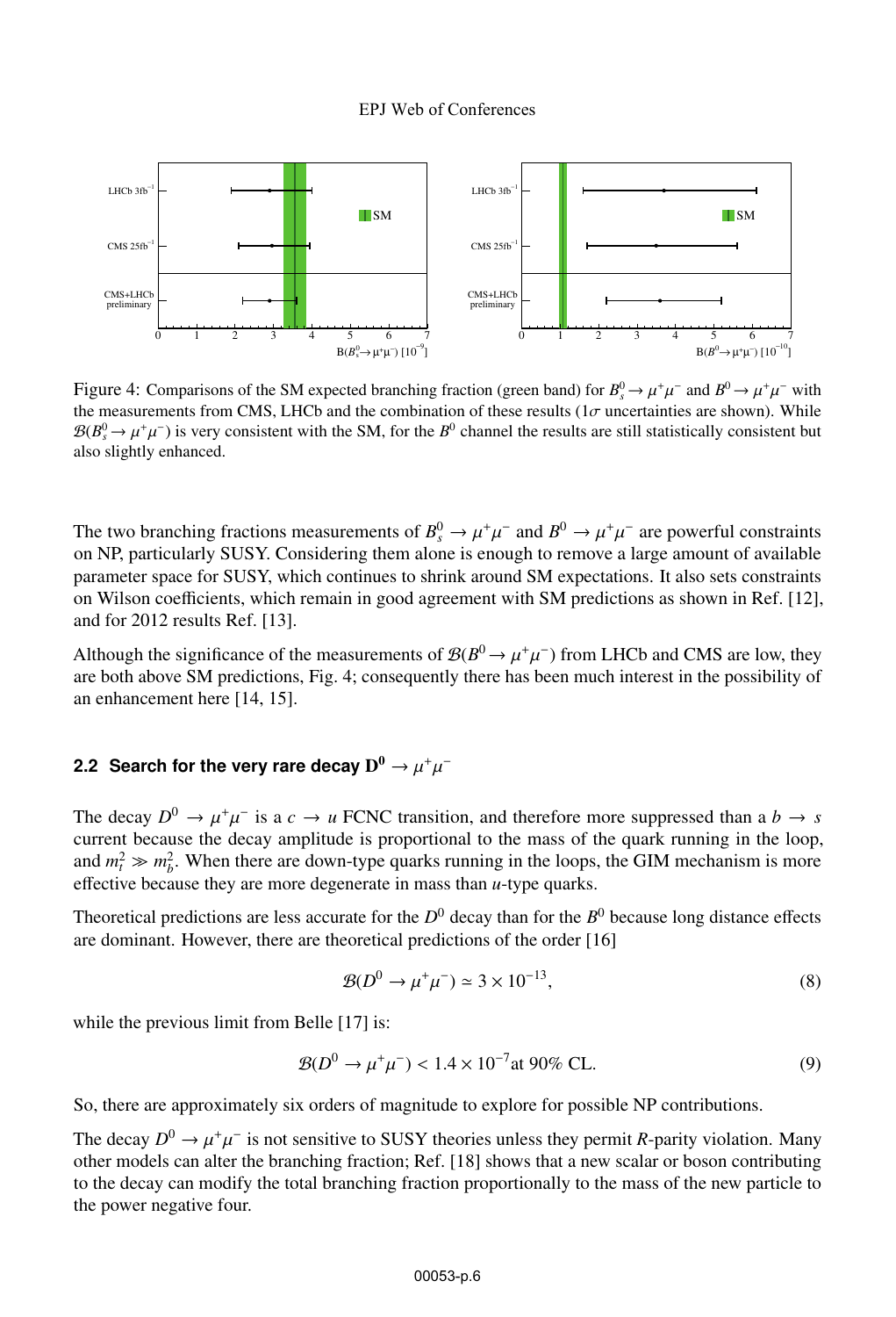Figure 4: Comparisons of the SM expected branching fraction (green band) for $B_s^0 \to \mu^+\mu^-$ and $B^0 \to \mu^+\mu^-$ with the measurements from CMS, LHCb and the combination of these results ($1\sigma$ uncertainties are shown). While $\mathcal{B}(B_s^0 \to \mu^+\mu^-)$ is very consistent with the SM, for the $B^0$ channel the results are still statistically consistent but also slightly enhanced.

The two branching fractions measurements of $B_s^0 \to \mu^+\mu^-$ and $B^0 \to \mu^+\mu^-$ are powerful constraints on NP, particularly SUSY. Considering them alone is enough to remove a large amount of available parameter space for SUSY, which continues to shrink around SM expectations. It also sets constraints on Wilson coefficients, which remain in good agreement with SM predictions as shown in Ref. [12], and for 2012 results Ref. [13].

Although the significance of the measurements of $\mathcal{B}(B^0 \to \mu^+\mu^-)$ from LHCb and CMS are low, they are both above SM predictions, Fig. 4; consequently there has been much interest in the possibility of an enhancement here [14, 15].

### 2.2 Search for the very rare decay $D^0 \to \mu^+\mu^-$

The decay $D^0 \to \mu^+\mu^-$ is a $c \to u$ FCNC transition, and therefore more suppressed than a $b \to s$ current because the decay amplitude is proportional to the mass of the quark running in the loop, and $m_t^2 \gg m_b^2$. When there are down-type quarks running in the loops, the GIM mechanism is more effective because they are more degenerate in mass than $u$-type quarks.

Theoretical predictions are less accurate for the $D^0$ decay than for the $B^0$ because long distance effects are dominant. However, there are theoretical predictions of the order [16]

$$\mathcal{B}(D^0 \to \mu^+\mu^-) \simeq 3 \times 10^{-13}, \tag{8}$$

while the previous limit from Belle [17] is:

$$\mathcal{B}(D^0 \to \mu^+\mu^-) < 1.4 \times 10^{-7} \text{at 90\% CL.} \tag{9}$$

So, there are approximately six orders of magnitude to explore for possible NP contributions.

The decay $D^0 \to \mu^+\mu^-$ is not sensitive to SUSY theories unless they permit $R$-parity violation. Many other models can alter the branching fraction; Ref. [18] shows that a new scalar or boson contributing to the decay can modify the total branching fraction proportionally to the mass of the new particle to the power negative four.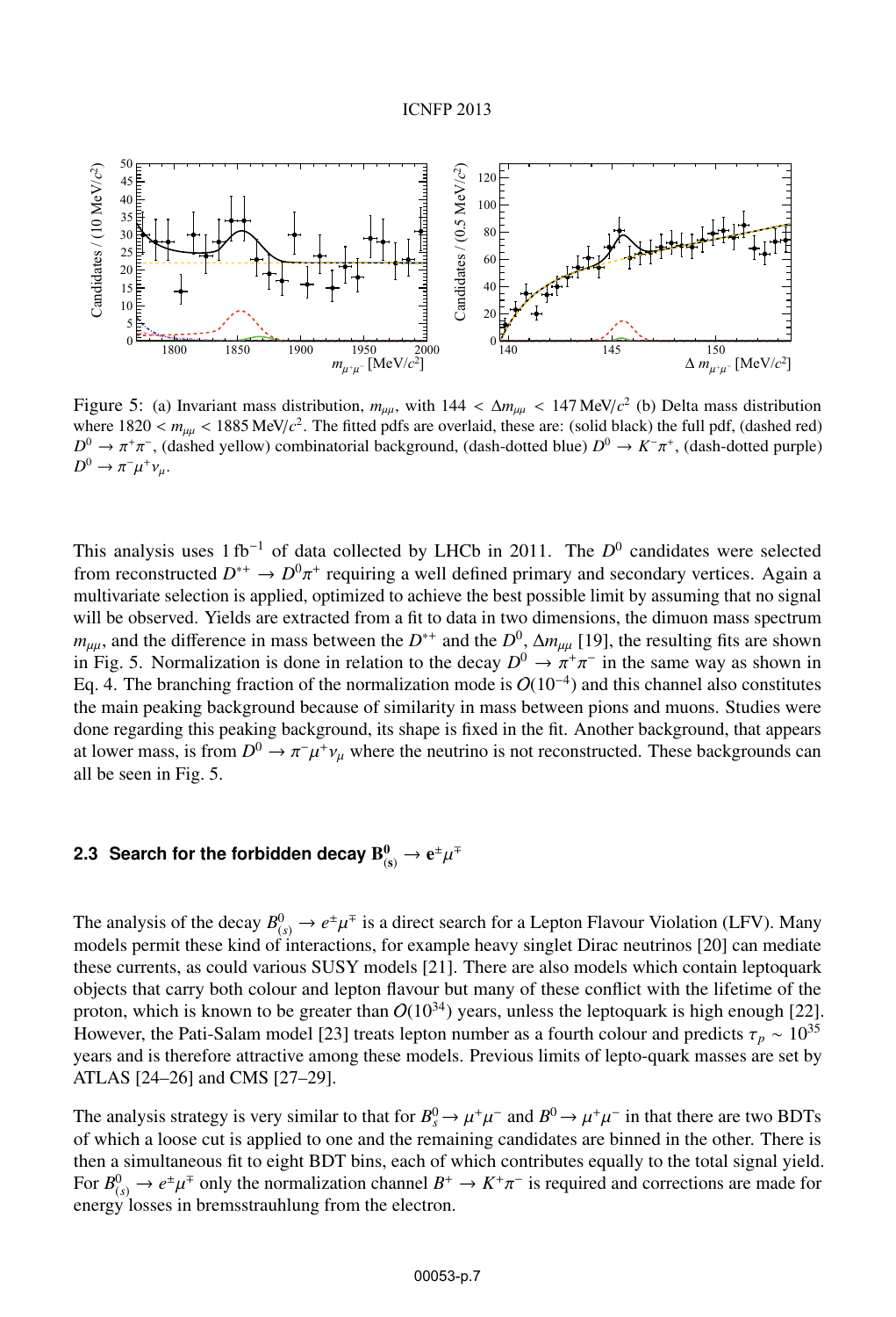Figure 5: (a) Invariant mass distribution, $m_{\mu\mu}$, with $144 < \Delta m_{\mu\mu} < 147\,\mathrm{MeV}/c^2$ (b) Delta mass distribution where $1820 < m_{\mu\mu} < 1885\,\mathrm{MeV}/c^2$. The fitted pdfs are overlaid, these are: (solid black) the full pdf, (dashed red) $D^0 \to \pi^+\pi^-$, (dashed yellow) combinatorial background, (dash-dotted blue) $D^0 \to K^-\pi^+$, (dash-dotted purple) $D^0 \to \pi^-\mu^+\nu_\mu$.

This analysis uses $1\,\mathrm{fb}^{-1}$ of data collected by LHCb in 2011. The $D^0$ candidates were selected from reconstructed $D^{*+} \to D^0\pi^+$ requiring a well defined primary and secondary vertices. Again a multivariate selection is applied, optimized to achieve the best possible limit by assuming that no signal will be observed. Yields are extracted from a fit to data in two dimensions, the dimuon mass spectrum $m_{\mu\mu}$, and the difference in mass between the $D^{*+}$ and the $D^0$, $\Delta m_{\mu\mu}$ [19], the resulting fits are shown in Fig. 5. Normalization is done in relation to the decay $D^0 \to \pi^+\pi^-$ in the same way as shown in Eq. 4. The branching fraction of the normalization mode is $O(10^{-4})$ and this channel also constitutes the main peaking background because of similarity in mass between pions and muons. Studies were done regarding this peaking background, its shape is fixed in the fit. Another background, that appears at lower mass, is from $D^0 \to \pi^-\mu^+\nu_\mu$ where the neutrino is not reconstructed. These backgrounds can all be seen in Fig. 5.

### 2.3 Search for the forbidden decay $\mathbf{B^0_{(s)}} \to \mathbf{e}^\pm\mu^\mp$

The analysis of the decay $B^0_{(s)} \to e^\pm\mu^\mp$ is a direct search for a Lepton Flavour Violation (LFV). Many models permit these kind of interactions, for example heavy singlet Dirac neutrinos [20] can mediate these currents, as could various SUSY models [21]. There are also models which contain leptoquark objects that carry both colour and lepton flavour but many of these conflict with the lifetime of the proton, which is known to be greater than $O(10^{34})$ years, unless the leptoquark is high enough [22]. However, the Pati-Salam model [23] treats lepton number as a fourth colour and predicts $\tau_p \sim 10^{35}$ years and is therefore attractive among these models. Previous limits of lepto-quark masses are set by ATLAS [24–26] and CMS [27–29].

The analysis strategy is very similar to that for $B^0_s \to \mu^+\mu^-$ and $B^0 \to \mu^+\mu^-$ in that there are two BDTs of which a loose cut is applied to one and the remaining candidates are binned in the other. There is then a simultaneous fit to eight BDT bins, each of which contributes equally to the total signal yield. For $B^0_{(s)} \to e^\pm\mu^\mp$ only the normalization channel $B^+ \to K^+\pi^-$ is required and corrections are made for energy losses in bremsstrauhlung from the electron.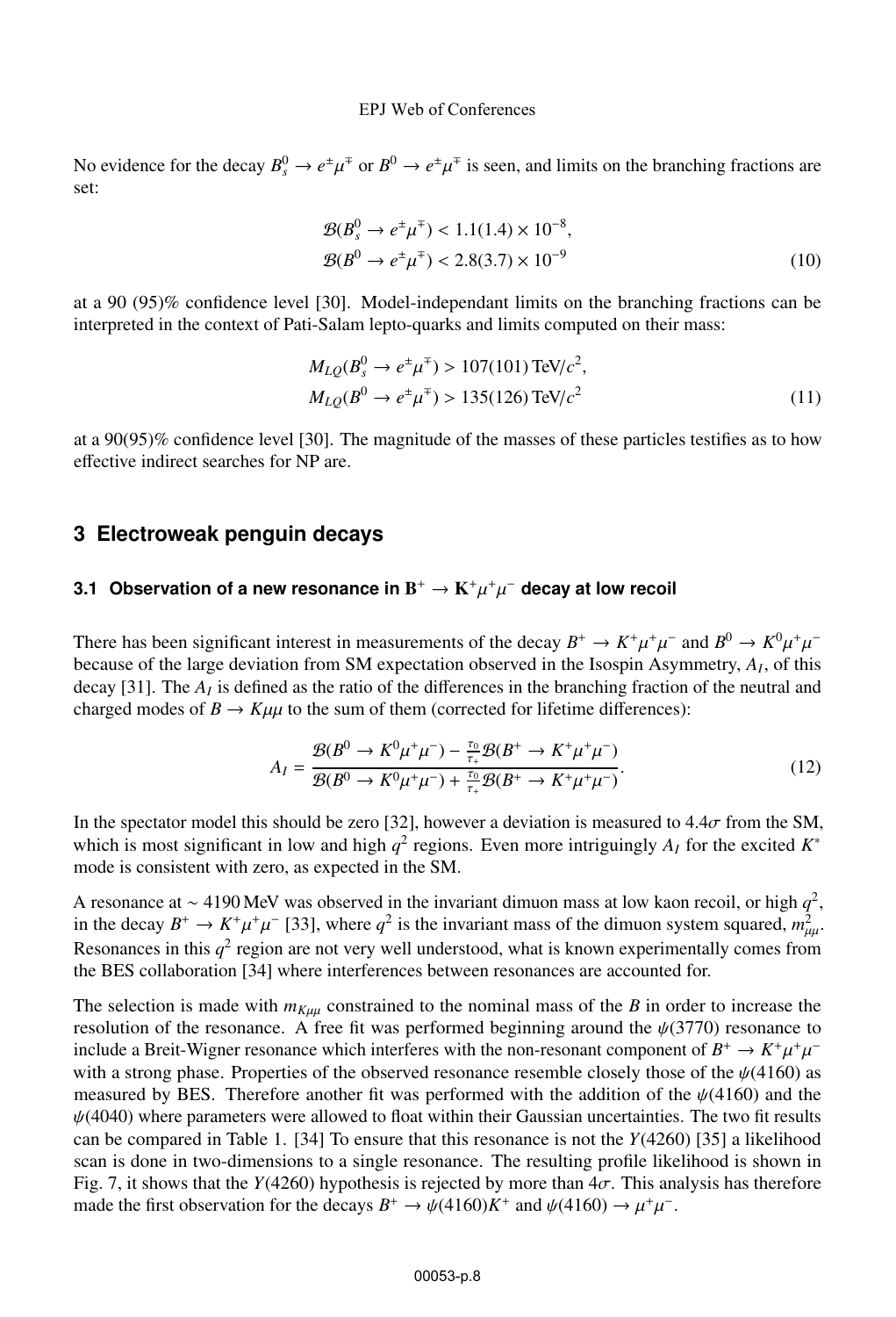No evidence for the decay $B_s^0 \to e^\pm\mu^\mp$ or $B^0 \to e^\pm\mu^\mp$ is seen, and limits on the branching fractions are set:

$$\mathcal{B}(B_s^0 \to e^\pm\mu^\mp) < 1.1(1.4) \times 10^{-8},$$
$$\mathcal{B}(B^0 \to e^\pm\mu^\mp) < 2.8(3.7) \times 10^{-9} \tag{10}$$

at a 90 (95)% confidence level [30]. Model-independant limits on the branching fractions can be interpreted in the context of Pati-Salam lepto-quarks and limits computed on their mass:

$$M_{LQ}(B_s^0 \to e^\pm\mu^\mp) > 107(101)\,\text{TeV}/c^2,$$
$$M_{LQ}(B^0 \to e^\pm\mu^\mp) > 135(126)\,\text{TeV}/c^2 \tag{11}$$

at a 90(95)% confidence level [30]. The magnitude of the masses of these particles testifies as to how effective indirect searches for NP are.

## 3 Electroweak penguin decays

### 3.1 Observation of a new resonance in $B^+ \to K^+\mu^+\mu^-$ decay at low recoil

There has been significant interest in measurements of the decay $B^+ \to K^+\mu^+\mu^-$ and $B^0 \to K^0\mu^+\mu^-$ because of the large deviation from SM expectation observed in the Isospin Asymmetry, $A_I$, of this decay [31]. The $A_I$ is defined as the ratio of the differences in the branching fraction of the neutral and charged modes of $B \to K\mu\mu$ to the sum of them (corrected for lifetime differences):

$$A_I = \frac{\mathcal{B}(B^0 \to K^0\mu^+\mu^-) - \frac{\tau_0}{\tau_+}\mathcal{B}(B^+ \to K^+\mu^+\mu^-)}{\mathcal{B}(B^0 \to K^0\mu^+\mu^-) + \frac{\tau_0}{\tau_+}\mathcal{B}(B^+ \to K^+\mu^+\mu^-)}. \tag{12}$$

In the spectator model this should be zero [32], however a deviation is measured to $4.4\sigma$ from the SM, which is most significant in low and high $q^2$ regions. Even more intriguingly $A_I$ for the excited $K^*$ mode is consistent with zero, as expected in the SM.

A resonance at $\sim 4190$ MeV was observed in the invariant dimuon mass at low kaon recoil, or high $q^2$, in the decay $B^+ \to K^+\mu^+\mu^-$ [33], where $q^2$ is the invariant mass of the dimuon system squared, $m^2_{\mu\mu}$. Resonances in this $q^2$ region are not very well understood, what is known experimentally comes from the BES collaboration [34] where interferences between resonances are accounted for.

The selection is made with $m_{K\mu\mu}$ constrained to the nominal mass of the $B$ in order to increase the resolution of the resonance. A free fit was performed beginning around the $\psi(3770)$ resonance to include a Breit-Wigner resonance which interferes with the non-resonant component of $B^+ \to K^+\mu^+\mu^-$ with a strong phase. Properties of the observed resonance resemble closely those of the $\psi(4160)$ as measured by BES. Therefore another fit was performed with the addition of the $\psi(4160)$ and the $\psi(4040)$ where parameters were allowed to float within their Gaussian uncertainties. The two fit results can be compared in Table 1. [34] To ensure that this resonance is not the $Y(4260)$ [35] a likelihood scan is done in two-dimensions to a single resonance. The resulting profile likelihood is shown in Fig. 7, it shows that the $Y(4260)$ hypothesis is rejected by more than $4\sigma$. This analysis has therefore made the first observation for the decays $B^+ \to \psi(4160)K^+$ and $\psi(4160) \to \mu^+\mu^-$.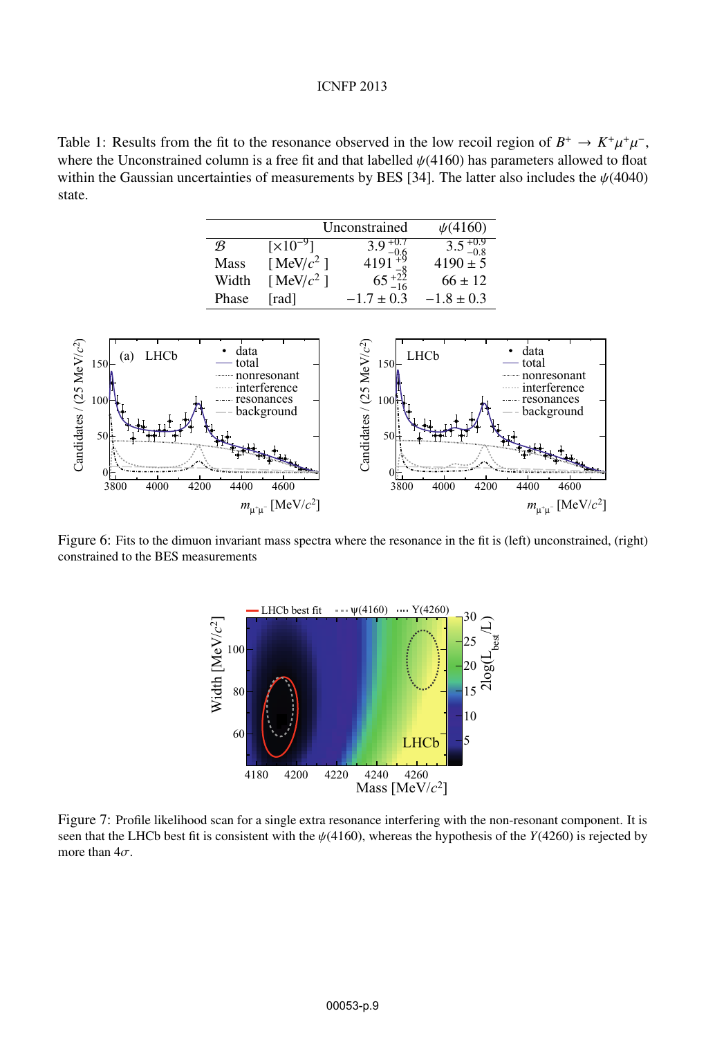Table 1: Results from the fit to the resonance observed in the low recoil region of $B^+ \to K^+\mu^+\mu^-$, where the Unconstrained column is a free fit and that labelled $\psi(4160)$ has parameters allowed to float within the Gaussian uncertainties of measurements by BES [34]. The latter also includes the $\psi(4040)$ state.

| | | Unconstrained | $\psi(4160)$ |
|---|---|---|---|
| $\mathcal{B}$ | $[\times 10^{-9}]$ | $3.9^{+0.7}_{-0.6}$ | $3.5^{+0.9}_{-0.8}$ |
| Mass | [ MeV/$c^2$ ] | $4191^{+9}_{-8}$ | $4190 \pm 5$ |
| Width | [ MeV/$c^2$ ] | $65^{+22}_{-16}$ | $66 \pm 12$ |
| Phase | [rad] | $-1.7 \pm 0.3$ | $-1.8 \pm 0.3$ |

Figure 6: Fits to the dimuon invariant mass spectra where the resonance in the fit is (left) unconstrained, (right) constrained to the BES measurements

Figure 7: Profile likelihood scan for a single extra resonance interfering with the non-resonant component. It is seen that the LHCb best fit is consistent with the $\psi(4160)$, whereas the hypothesis of the $Y(4260)$ is rejected by more than $4\sigma$.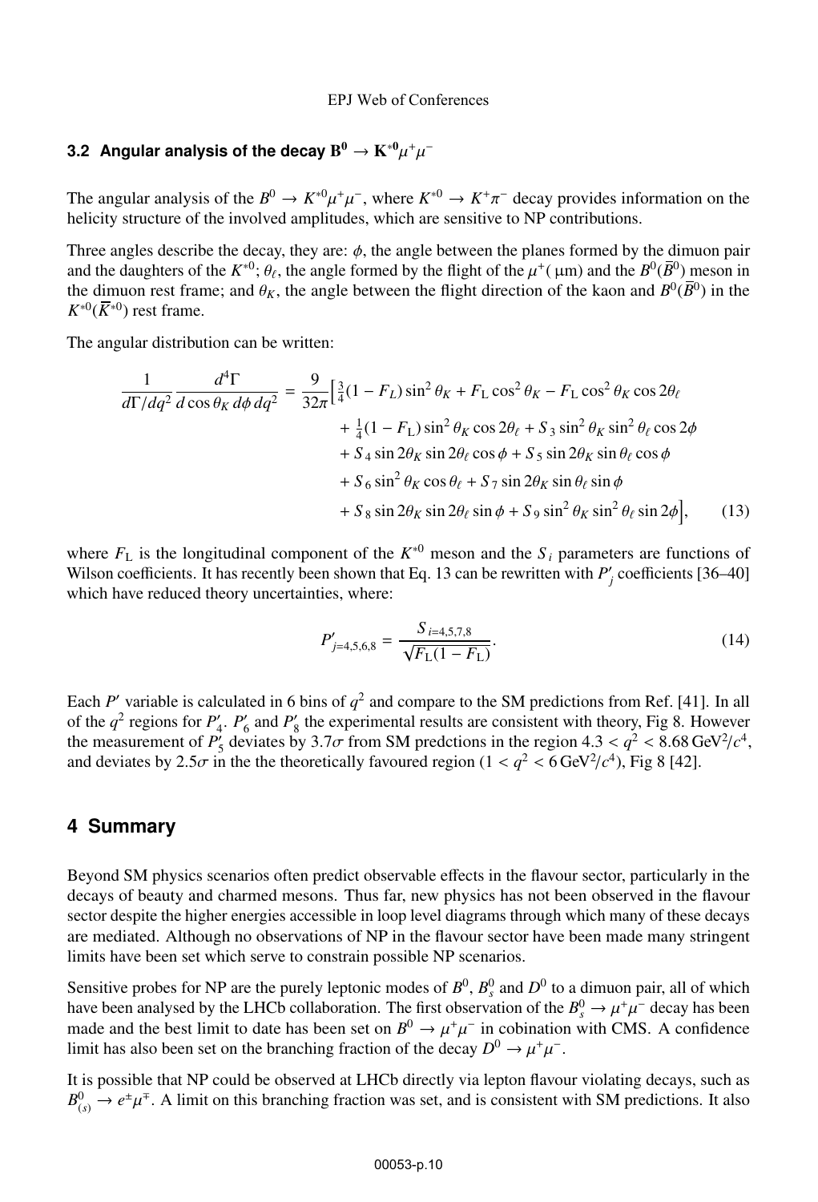### 3.2 Angular analysis of the decay $B^0 \to K^{*0}\mu^+\mu^-$

The angular analysis of the $B^0 \to K^{*0}\mu^+\mu^-$, where $K^{*0} \to K^+\pi^-$ decay provides information on the helicity structure of the involved amplitudes, which are sensitive to NP contributions.

Three angles describe the decay, they are: $\phi$, the angle between the planes formed by the dimuon pair and the daughters of the $K^{*0}$; $\theta_\ell$, the angle formed by the flight of the $\mu^+$( µm) and the $B^0(\overline{B}^0)$ meson in the dimuon rest frame; and $\theta_K$, the angle between the flight direction of the kaon and $B^0(\overline{B}^0)$ in the $K^{*0}(\overline{K}^{*0})$ rest frame.

The angular distribution can be written:

$$
\begin{aligned}
\frac{1}{d\Gamma/dq^2}\frac{d^4\Gamma}{d\cos\theta_K\, d\phi\, dq^2} = \frac{9}{32\pi}\Big[&\tfrac{3}{4}(1-F_L)\sin^2\theta_K + F_{\rm L}\cos^2\theta_K - F_{\rm L}\cos^2\theta_K\cos 2\theta_\ell \\
&+ \tfrac{1}{4}(1-F_{\rm L})\sin^2\theta_K\cos 2\theta_\ell + S_3\sin^2\theta_K\sin^2\theta_\ell\cos 2\phi \\
&+ S_4\sin 2\theta_K\sin 2\theta_\ell\cos\phi + S_5\sin 2\theta_K\sin\theta_\ell\cos\phi \\
&+ S_6\sin^2\theta_K\cos\theta_\ell + S_7\sin 2\theta_K\sin\theta_\ell\sin\phi \\
&+ S_8\sin 2\theta_K\sin 2\theta_\ell\sin\phi + S_9\sin^2\theta_K\sin^2\theta_\ell\sin 2\phi\Big], \qquad (13)
\end{aligned}
$$

where $F_{\rm L}$ is the longitudinal component of the $K^{*0}$ meson and the $S_i$ parameters are functions of Wilson coefficients. It has recently been shown that Eq. 13 can be rewritten with $P'_j$ coefficients [36–40] which have reduced theory uncertainties, where:

$$
P'_{j=4,5,6,8} = \frac{S_{i=4,5,7,8}}{\sqrt{F_{\rm L}(1-F_{\rm L})}}. \qquad (14)
$$

Each $P'$ variable is calculated in 6 bins of $q^2$ and compare to the SM predictions from Ref. [41]. In all of the $q^2$ regions for $P'_4$. $P'_6$ and $P'_8$ the experimental results are consistent with theory, Fig 8. However the measurement of $P'_5$ deviates by $3.7\sigma$ from SM predctions in the region $4.3 < q^2 < 8.68\,\text{GeV}^2/c^4$, and deviates by $2.5\sigma$ in the the theoretically favoured region ($1 < q^2 < 6\,\text{GeV}^2/c^4$), Fig 8 [42].

## 4 Summary

Beyond SM physics scenarios often predict observable effects in the flavour sector, particularly in the decays of beauty and charmed mesons. Thus far, new physics has not been observed in the flavour sector despite the higher energies accessible in loop level diagrams through which many of these decays are mediated. Although no observations of NP in the flavour sector have been made many stringent limits have been set which serve to constrain possible NP scenarios.

Sensitive probes for NP are the purely leptonic modes of $B^0$, $B^0_s$ and $D^0$ to a dimuon pair, all of which have been analysed by the LHCb collaboration. The first observation of the $B^0_s \to \mu^+\mu^-$ decay has been made and the best limit to date has been set on $B^0 \to \mu^+\mu^-$ in cobination with CMS. A confidence limit has also been set on the branching fraction of the decay $D^0 \to \mu^+\mu^-$.

It is possible that NP could be observed at LHCb directly via lepton flavour violating decays, such as $B^0_{(s)} \to e^\pm\mu^\mp$. A limit on this branching fraction was set, and is consistent with SM predictions. It also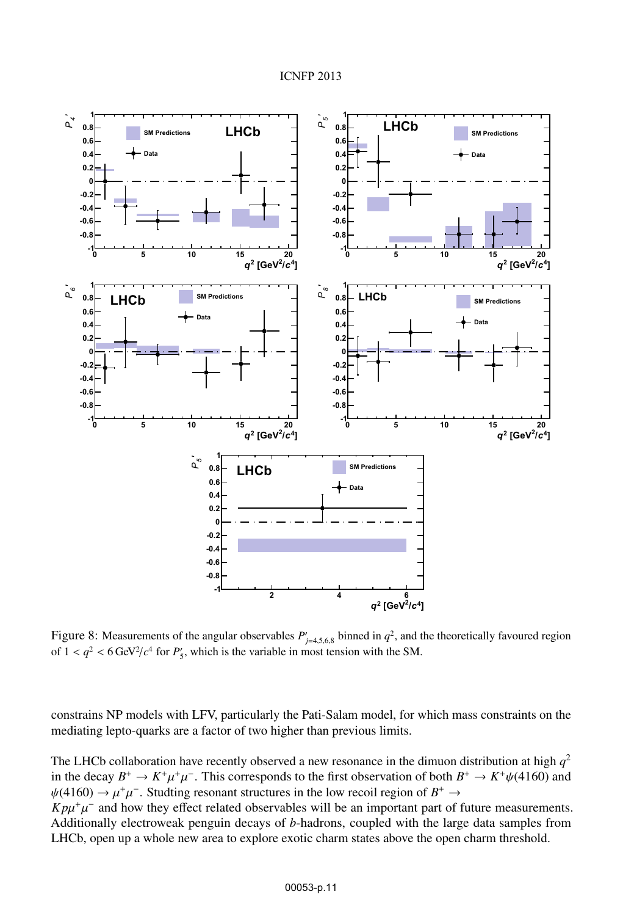Figure 8: Measurements of the angular observables $P'_{j=4,5,6,8}$ binned in $q^2$, and the theoretically favoured region of $1 < q^2 < 6\,\mathrm{GeV}^2/c^4$ for $P'_5$, which is the variable in most tension with the SM.

constrains NP models with LFV, particularly the Pati-Salam model, for which mass constraints on the mediating lepto-quarks are a factor of two higher than previous limits.

The LHCb collaboration have recently observed a new resonance in the dimuon distribution at high $q^2$ in the decay $B^+ \to K^+\mu^+\mu^-$. This corresponds to the first observation of both $B^+ \to K^+\psi(4160)$ and $\psi(4160) \to \mu^+\mu^-$. Studting resonant structures in the low recoil region of $B^+ \to K p\mu^+\mu^-$ and how they effect related observables will be an important part of future measurements. Additionally electroweak penguin decays of $b$-hadrons, coupled with the large data samples from LHCb, open up a whole new area to explore exotic charm states above the open charm threshold.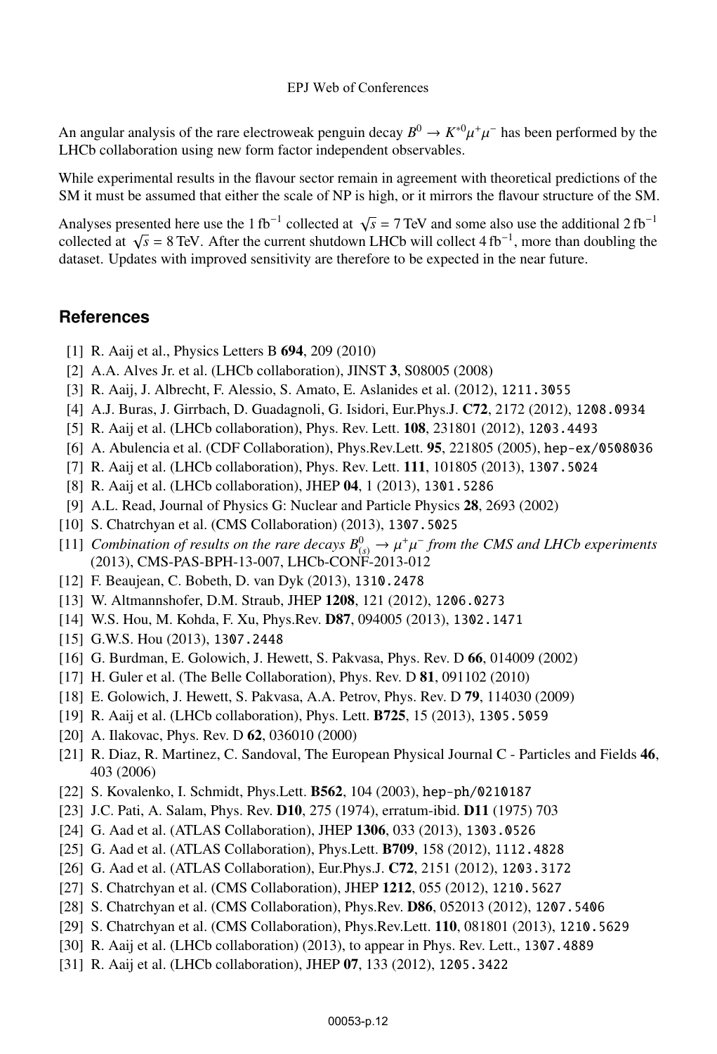An angular analysis of the rare electroweak penguin decay $B^0 \to K^{*0}\mu^+\mu^-$ has been performed by the LHCb collaboration using new form factor independent observables.

While experimental results in the flavour sector remain in agreement with theoretical predictions of the SM it must be assumed that either the scale of NP is high, or it mirrors the flavour structure of the SM.

Analyses presented here use the $1\,\mathrm{fb}^{-1}$ collected at $\sqrt{s} = 7\,\mathrm{TeV}$ and some also use the additional $2\,\mathrm{fb}^{-1}$ collected at $\sqrt{s} = 8\,\mathrm{TeV}$. After the current shutdown LHCb will collect $4\,\mathrm{fb}^{-1}$, more than doubling the dataset. Updates with improved sensitivity are therefore to be expected in the near future.

## References

[1] R. Aaij et al., Physics Letters B **694**, 209 (2010)
[2] A.A. Alves Jr. et al. (LHCb collaboration), JINST **3**, S08005 (2008)
[3] R. Aaij, J. Albrecht, F. Alessio, S. Amato, E. Aslanides et al. (2012), 1211.3055
[4] A.J. Buras, J. Girrbach, D. Guadagnoli, G. Isidori, Eur.Phys.J. **C72**, 2172 (2012), 1208.0934
[5] R. Aaij et al. (LHCb collaboration), Phys. Rev. Lett. **108**, 231801 (2012), 1203.4493
[6] A. Abulencia et al. (CDF Collaboration), Phys.Rev.Lett. **95**, 221805 (2005), hep-ex/0508036
[7] R. Aaij et al. (LHCb collaboration), Phys. Rev. Lett. **111**, 101805 (2013), 1307.5024
[8] R. Aaij et al. (LHCb collaboration), JHEP **04**, 1 (2013), 1301.5286
[9] A.L. Read, Journal of Physics G: Nuclear and Particle Physics **28**, 2693 (2002)
[10] S. Chatrchyan et al. (CMS Collaboration) (2013), 1307.5025
[11] *Combination of results on the rare decays $B^0_{(s)} \to \mu^+\mu^-$ from the CMS and LHCb experiments* (2013), CMS-PAS-BPH-13-007, LHCb-CONF-2013-012
[12] F. Beaujean, C. Bobeth, D. van Dyk (2013), 1310.2478
[13] W. Altmannshofer, D.M. Straub, JHEP **1208**, 121 (2012), 1206.0273
[14] W.S. Hou, M. Kohda, F. Xu, Phys.Rev. **D87**, 094005 (2013), 1302.1471
[15] G.W.S. Hou (2013), 1307.2448
[16] G. Burdman, E. Golowich, J. Hewett, S. Pakvasa, Phys. Rev. D **66**, 014009 (2002)
[17] H. Guler et al. (The Belle Collaboration), Phys. Rev. D **81**, 091102 (2010)
[18] E. Golowich, J. Hewett, S. Pakvasa, A.A. Petrov, Phys. Rev. D **79**, 114030 (2009)
[19] R. Aaij et al. (LHCb collaboration), Phys. Lett. **B725**, 15 (2013), 1305.5059
[20] A. Ilakovac, Phys. Rev. D **62**, 036010 (2000)
[21] R. Diaz, R. Martinez, C. Sandoval, The European Physical Journal C - Particles and Fields **46**, 403 (2006)
[22] S. Kovalenko, I. Schmidt, Phys.Lett. **B562**, 104 (2003), hep-ph/0210187
[23] J.C. Pati, A. Salam, Phys. Rev. **D10**, 275 (1974), erratum-ibid. **D11** (1975) 703
[24] G. Aad et al. (ATLAS Collaboration), JHEP **1306**, 033 (2013), 1303.0526
[25] G. Aad et al. (ATLAS Collaboration), Phys.Lett. **B709**, 158 (2012), 1112.4828
[26] G. Aad et al. (ATLAS Collaboration), Eur.Phys.J. **C72**, 2151 (2012), 1203.3172
[27] S. Chatrchyan et al. (CMS Collaboration), JHEP **1212**, 055 (2012), 1210.5627
[28] S. Chatrchyan et al. (CMS Collaboration), Phys.Rev. **D86**, 052013 (2012), 1207.5406
[29] S. Chatrchyan et al. (CMS Collaboration), Phys.Rev.Lett. **110**, 081801 (2013), 1210.5629
[30] R. Aaij et al. (LHCb collaboration) (2013), to appear in Phys. Rev. Lett., 1307.4889
[31] R. Aaij et al. (LHCb collaboration), JHEP **07**, 133 (2012), 1205.3422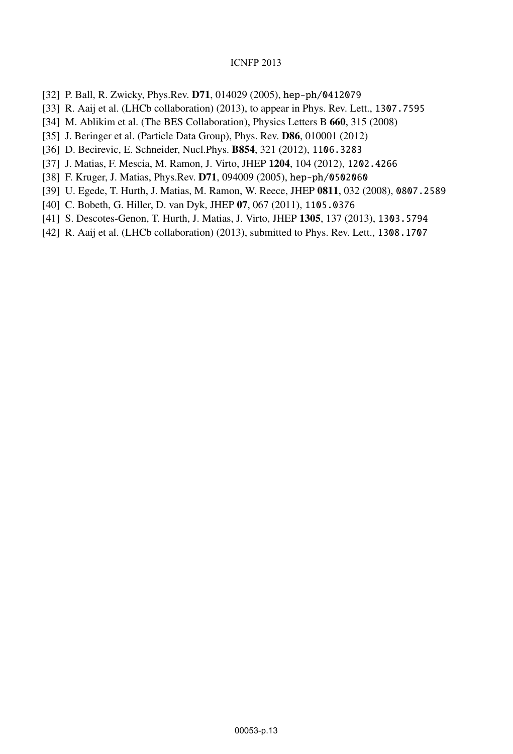[32] P. Ball, R. Zwicky, Phys.Rev. **D71**, 014029 (2005), hep-ph/0412079

[33] R. Aaij et al. (LHCb collaboration) (2013), to appear in Phys. Rev. Lett., 1307.7595

[34] M. Ablikim et al. (The BES Collaboration), Physics Letters B **660**, 315 (2008)

[35] J. Beringer et al. (Particle Data Group), Phys. Rev. **D86**, 010001 (2012)

[36] D. Becirevic, E. Schneider, Nucl.Phys. **B854**, 321 (2012), 1106.3283

[37] J. Matias, F. Mescia, M. Ramon, J. Virto, JHEP **1204**, 104 (2012), 1202.4266

[38] F. Kruger, J. Matias, Phys.Rev. **D71**, 094009 (2005), hep-ph/0502060

[39] U. Egede, T. Hurth, J. Matias, M. Ramon, W. Reece, JHEP **0811**, 032 (2008), 0807.2589

[40] C. Bobeth, G. Hiller, D. van Dyk, JHEP **07**, 067 (2011), 1105.0376

[41] S. Descotes-Genon, T. Hurth, J. Matias, J. Virto, JHEP **1305**, 137 (2013), 1303.5794

[42] R. Aaij et al. (LHCb collaboration) (2013), submitted to Phys. Rev. Lett., 1308.1707